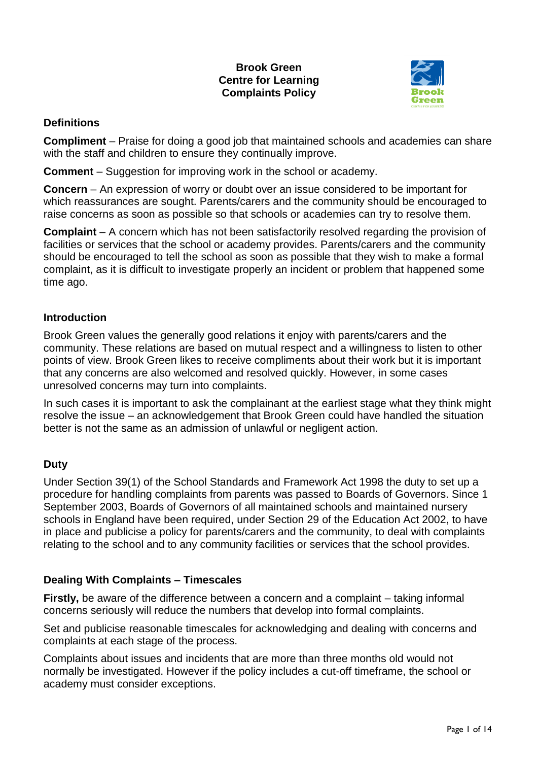# Brook Green Centre for Learning Complaints Policy

## Definitions

**Compliment** – Praise for doing a good job that maintained schools and academies can share with the staff and children to ensure they continually improve.

**Comment** – Suggestion for improving work in the school or academy.

**Concern** – An expression of worry or doubt over an issue considered to be important for which reassurances are sought. Parents/carers and the community should be encouraged to raise concerns as soon as possible so that schools or academies can try to resolve them.

**Complaint** – A concern which has not been satisfactorily resolved regarding the provision of facilities or services that the school or academy provides. Parents/carers and the community should be encouraged to tell the school as soon as possible that they wish to make a formal complaint, as it is difficult to investigate properly an incident or problem that happened some time ago.

## Introduction

Brook Green values the generally good relations it enjoy with parents/carers and the community. These relations are based on mutual respect and a willingness to listen to other points of view. Brook Green likes to receive compliments about their work but it is important that any concerns are also welcomed and resolved quickly. However, in some cases unresolved concerns may turn into complaints.

In such cases it is important to ask the complainant at the earliest stage what they think might resolve the issue – an acknowledgement that Brook Green could have handled the situation better is not the same as an admission of unlawful or negligent action.

## Duty

Under Section 39(1) of the School Standards and Framework Act 1998 the duty to set up a procedure for handling complaints from parents was passed to Boards of Governors. Since 1 September 2003, Boards of Governors of all maintained schools and maintained nursery schools in England have been required, under Section 29 of the Education Act 2002, to have in place and publicise a policy for parents/carers and the community, to deal with complaints relating to the school and to any community facilities or services that the school provides.

## Dealing With Complaints – Timescales

**Firstly,** be aware of the difference between a concern and a complaint – taking informal concerns seriously will reduce the numbers that develop into formal complaints.

Set and publicise reasonable timescales for acknowledging and dealing with concerns and complaints at each stage of the process.

Complaints about issues and incidents that are more than three months old would not normally be investigated. However if the policy includes a cut-off timeframe, the school or academy must consider exceptions.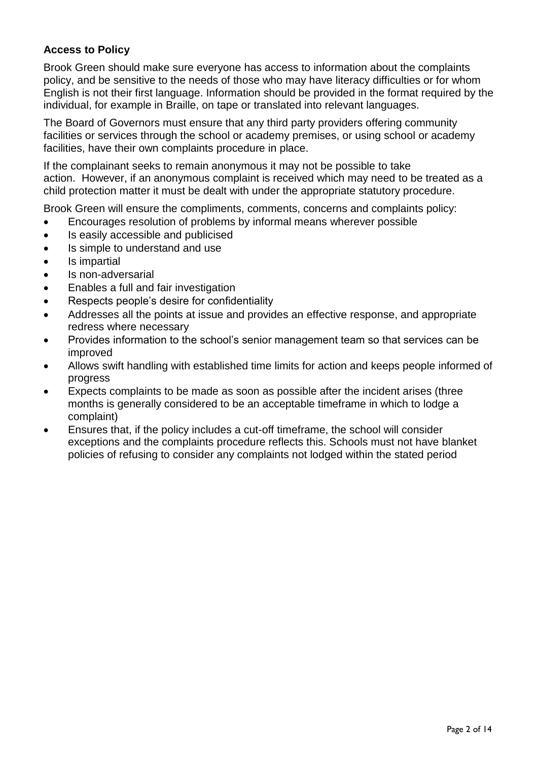### Access to Policy

Brook Green should make sure everyone has access to information about the complaints policy, and be sensitive to the needs of those who may have literacy difficulties or for whom English is not their first language. Information should be provided in the format required by the individual, for example in Braille, on tape or translated into relevant languages.

The Board of Governors must ensure that any third party providers offering community facilities or services through the school or academy premises, or using school or academy facilities, have their own complaints procedure in place.

If the complainant seeks to remain anonymous it may not be possible to take action. However, if an anonymous complaint is received which may need to be treated as a child protection matter it must be dealt with under the appropriate statutory procedure.

Brook Green will ensure the compliments, comments, concerns and complaints policy:

- Encourages resolution of problems by informal means wherever possible
- Is easily accessible and publicised
- Is simple to understand and use
- Is impartial
- Is non-adversarial
- Enables a full and fair investigation
- Respects people's desire for confidentiality
- Addresses all the points at issue and provides an effective response, and appropriate redress where necessary
- Provides information to the school's senior management team so that services can be improved
- Allows swift handling with established time limits for action and keeps people informed of progress
- Expects complaints to be made as soon as possible after the incident arises (three months is generally considered to be an acceptable timeframe in which to lodge a complaint)
- Ensures that, if the policy includes a cut-off timeframe, the school will consider exceptions and the complaints procedure reflects this. Schools must not have blanket policies of refusing to consider any complaints not lodged within the stated period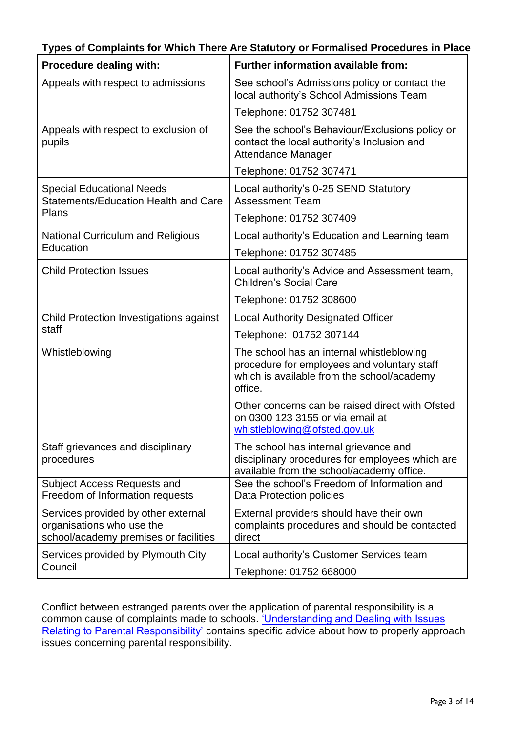**Types of Complaints for Which There Are Statutory or Formalised Procedures in Place**

| Procedure dealing with: | Further information available from: |
|---|---|
| Appeals with respect to admissions | See school's Admissions policy or contact the local authority's School Admissions Team<br>Telephone: 01752 307481 |
| Appeals with respect to exclusion of pupils | See the school's Behaviour/Exclusions policy or contact the local authority's Inclusion and Attendance Manager<br>Telephone: 01752 307471 |
| Special Educational Needs Statements/Education Health and Care Plans | Local authority's 0-25 SEND Statutory Assessment Team<br>Telephone: 01752 307409 |
| National Curriculum and Religious Education | Local authority's Education and Learning team<br>Telephone: 01752 307485 |
| Child Protection Issues | Local authority's Advice and Assessment team, Children's Social Care<br>Telephone: 01752 308600 |
| Child Protection Investigations against staff | Local Authority Designated Officer<br>Telephone: 01752 307144 |
| Whistleblowing | The school has an internal whistleblowing procedure for employees and voluntary staff which is available from the school/academy office.<br>Other concerns can be raised direct with Ofsted on 0300 123 3155 or via email at whistleblowing@ofsted.gov.uk |
| Staff grievances and disciplinary procedures | The school has internal grievance and disciplinary procedures for employees which are available from the school/academy office. |
| Subject Access Requests and Freedom of Information requests | See the school's Freedom of Information and Data Protection policies |
| Services provided by other external organisations who use the school/academy premises or facilities | External providers should have their own complaints procedures and should be contacted direct |
| Services provided by Plymouth City Council | Local authority's Customer Services team<br>Telephone: 01752 668000 |

Conflict between estranged parents over the application of parental responsibility is a common cause of complaints made to schools. 'Understanding and Dealing with Issues Relating to Parental Responsibility' contains specific advice about how to properly approach issues concerning parental responsibility.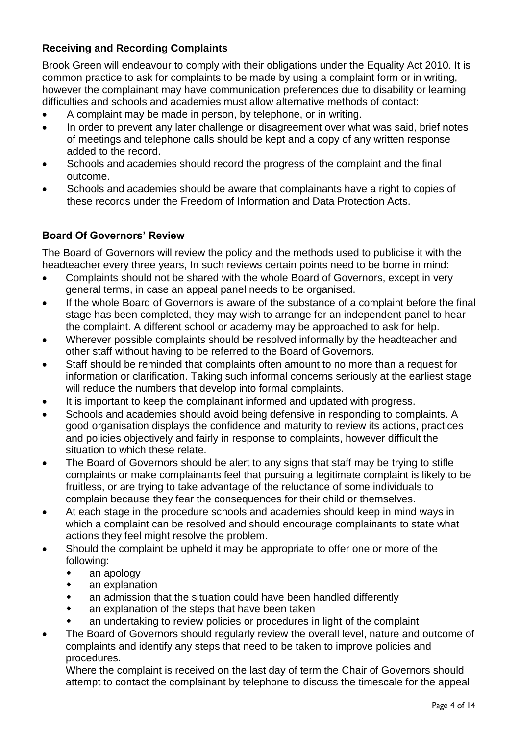### Receiving and Recording Complaints

Brook Green will endeavour to comply with their obligations under the Equality Act 2010. It is common practice to ask for complaints to be made by using a complaint form or in writing, however the complainant may have communication preferences due to disability or learning difficulties and schools and academies must allow alternative methods of contact:

- A complaint may be made in person, by telephone, or in writing.
- In order to prevent any later challenge or disagreement over what was said, brief notes of meetings and telephone calls should be kept and a copy of any written response added to the record.
- Schools and academies should record the progress of the complaint and the final outcome.
- Schools and academies should be aware that complainants have a right to copies of these records under the Freedom of Information and Data Protection Acts.

### Board Of Governors' Review

The Board of Governors will review the policy and the methods used to publicise it with the headteacher every three years, In such reviews certain points need to be borne in mind:

- Complaints should not be shared with the whole Board of Governors, except in very general terms, in case an appeal panel needs to be organised.
- If the whole Board of Governors is aware of the substance of a complaint before the final stage has been completed, they may wish to arrange for an independent panel to hear the complaint. A different school or academy may be approached to ask for help.
- Wherever possible complaints should be resolved informally by the headteacher and other staff without having to be referred to the Board of Governors.
- Staff should be reminded that complaints often amount to no more than a request for information or clarification. Taking such informal concerns seriously at the earliest stage will reduce the numbers that develop into formal complaints.
- It is important to keep the complainant informed and updated with progress.
- Schools and academies should avoid being defensive in responding to complaints. A good organisation displays the confidence and maturity to review its actions, practices and policies objectively and fairly in response to complaints, however difficult the situation to which these relate.
- The Board of Governors should be alert to any signs that staff may be trying to stifle complaints or make complainants feel that pursuing a legitimate complaint is likely to be fruitless, or are trying to take advantage of the reluctance of some individuals to complain because they fear the consequences for their child or themselves.
- At each stage in the procedure schools and academies should keep in mind ways in which a complaint can be resolved and should encourage complainants to state what actions they feel might resolve the problem.
- Should the complaint be upheld it may be appropriate to offer one or more of the following:
  - an apology
  - an explanation
  - an admission that the situation could have been handled differently
  - an explanation of the steps that have been taken
  - an undertaking to review policies or procedures in light of the complaint
- The Board of Governors should regularly review the overall level, nature and outcome of complaints and identify any steps that need to be taken to improve policies and procedures.

  Where the complaint is received on the last day of term the Chair of Governors should attempt to contact the complainant by telephone to discuss the timescale for the appeal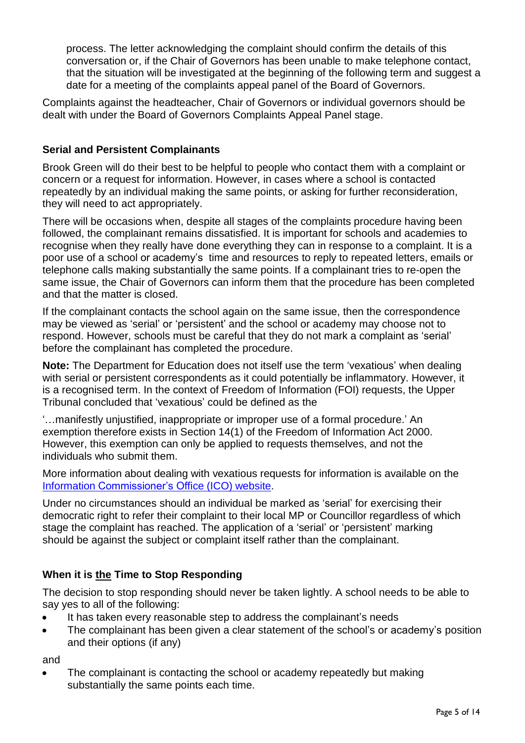process. The letter acknowledging the complaint should confirm the details of this conversation or, if the Chair of Governors has been unable to make telephone contact, that the situation will be investigated at the beginning of the following term and suggest a date for a meeting of the complaints appeal panel of the Board of Governors.

Complaints against the headteacher, Chair of Governors or individual governors should be dealt with under the Board of Governors Complaints Appeal Panel stage.

### Serial and Persistent Complainants

Brook Green will do their best to be helpful to people who contact them with a complaint or concern or a request for information. However, in cases where a school is contacted repeatedly by an individual making the same points, or asking for further reconsideration, they will need to act appropriately.

There will be occasions when, despite all stages of the complaints procedure having been followed, the complainant remains dissatisfied. It is important for schools and academies to recognise when they really have done everything they can in response to a complaint. It is a poor use of a school or academy's time and resources to reply to repeated letters, emails or telephone calls making substantially the same points. If a complainant tries to re-open the same issue, the Chair of Governors can inform them that the procedure has been completed and that the matter is closed.

If the complainant contacts the school again on the same issue, then the correspondence may be viewed as 'serial' or 'persistent' and the school or academy may choose not to respond. However, schools must be careful that they do not mark a complaint as 'serial' before the complainant has completed the procedure.

**Note:** The Department for Education does not itself use the term 'vexatious' when dealing with serial or persistent correspondents as it could potentially be inflammatory. However, it is a recognised term. In the context of Freedom of Information (FOI) requests, the Upper Tribunal concluded that 'vexatious' could be defined as the

'…manifestly unjustified, inappropriate or improper use of a formal procedure.' An exemption therefore exists in Section 14(1) of the Freedom of Information Act 2000. However, this exemption can only be applied to requests themselves, and not the individuals who submit them.

More information about dealing with vexatious requests for information is available on the Information Commissioner's Office (ICO) website.

Under no circumstances should an individual be marked as 'serial' for exercising their democratic right to refer their complaint to their local MP or Councillor regardless of which stage the complaint has reached. The application of a 'serial' or 'persistent' marking should be against the subject or complaint itself rather than the complainant.

### When it is the Time to Stop Responding

The decision to stop responding should never be taken lightly. A school needs to be able to say yes to all of the following:

- It has taken every reasonable step to address the complainant's needs
- The complainant has been given a clear statement of the school's or academy's position and their options (if any)

and

- The complainant is contacting the school or academy repeatedly but making substantially the same points each time.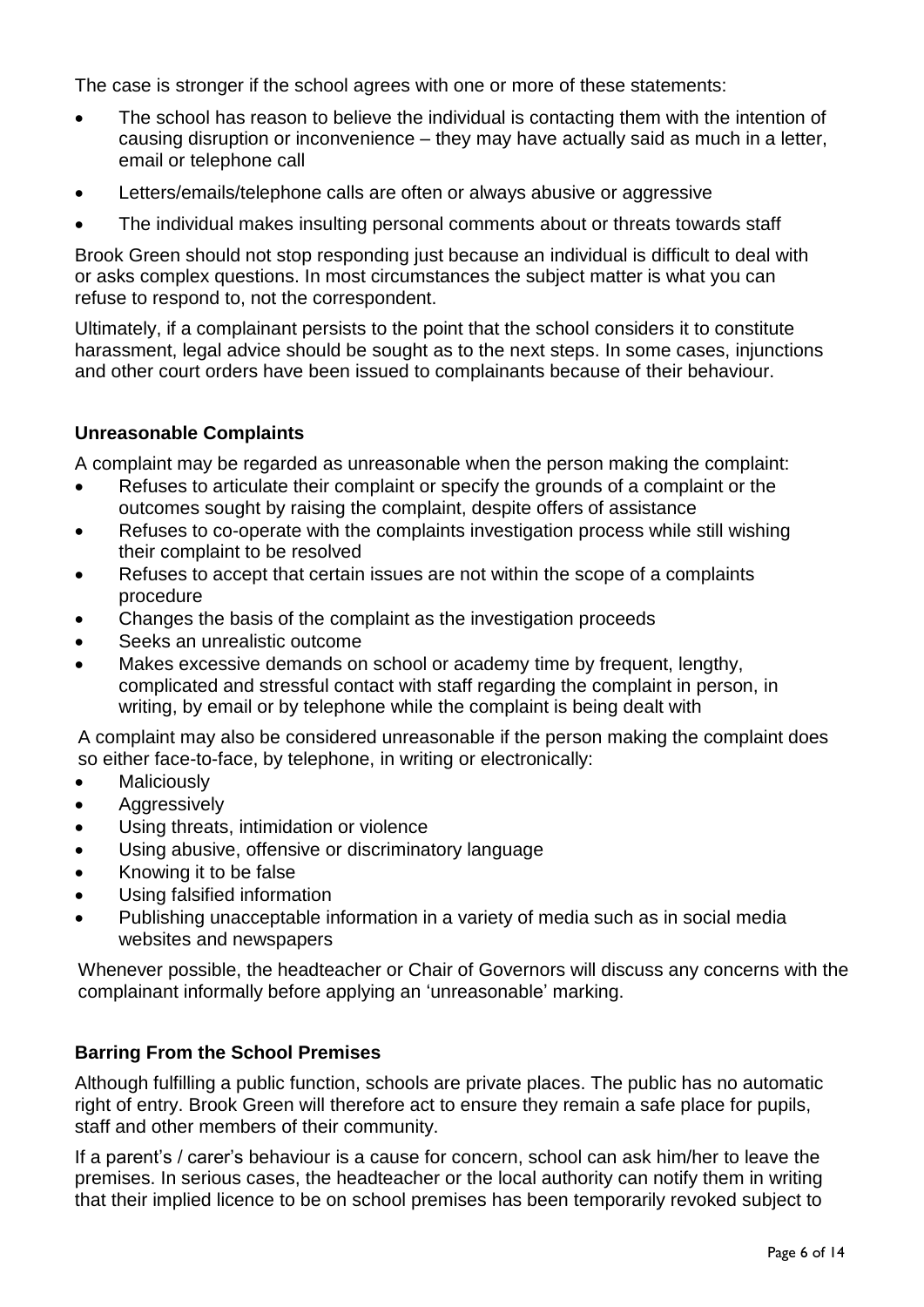The case is stronger if the school agrees with one or more of these statements:

- The school has reason to believe the individual is contacting them with the intention of causing disruption or inconvenience – they may have actually said as much in a letter, email or telephone call
- Letters/emails/telephone calls are often or always abusive or aggressive
- The individual makes insulting personal comments about or threats towards staff

Brook Green should not stop responding just because an individual is difficult to deal with or asks complex questions. In most circumstances the subject matter is what you can refuse to respond to, not the correspondent.

Ultimately, if a complainant persists to the point that the school considers it to constitute harassment, legal advice should be sought as to the next steps. In some cases, injunctions and other court orders have been issued to complainants because of their behaviour.

**Unreasonable Complaints**

A complaint may be regarded as unreasonable when the person making the complaint:

- Refuses to articulate their complaint or specify the grounds of a complaint or the outcomes sought by raising the complaint, despite offers of assistance
- Refuses to co-operate with the complaints investigation process while still wishing their complaint to be resolved
- Refuses to accept that certain issues are not within the scope of a complaints procedure
- Changes the basis of the complaint as the investigation proceeds
- Seeks an unrealistic outcome
- Makes excessive demands on school or academy time by frequent, lengthy, complicated and stressful contact with staff regarding the complaint in person, in writing, by email or by telephone while the complaint is being dealt with

A complaint may also be considered unreasonable if the person making the complaint does so either face-to-face, by telephone, in writing or electronically:

- Maliciously
- Aggressively
- Using threats, intimidation or violence
- Using abusive, offensive or discriminatory language
- Knowing it to be false
- Using falsified information
- Publishing unacceptable information in a variety of media such as in social media websites and newspapers

Whenever possible, the headteacher or Chair of Governors will discuss any concerns with the complainant informally before applying an 'unreasonable' marking.

**Barring From the School Premises**

Although fulfilling a public function, schools are private places. The public has no automatic right of entry. Brook Green will therefore act to ensure they remain a safe place for pupils, staff and other members of their community.

If a parent's / carer's behaviour is a cause for concern, school can ask him/her to leave the premises. In serious cases, the headteacher or the local authority can notify them in writing that their implied licence to be on school premises has been temporarily revoked subject to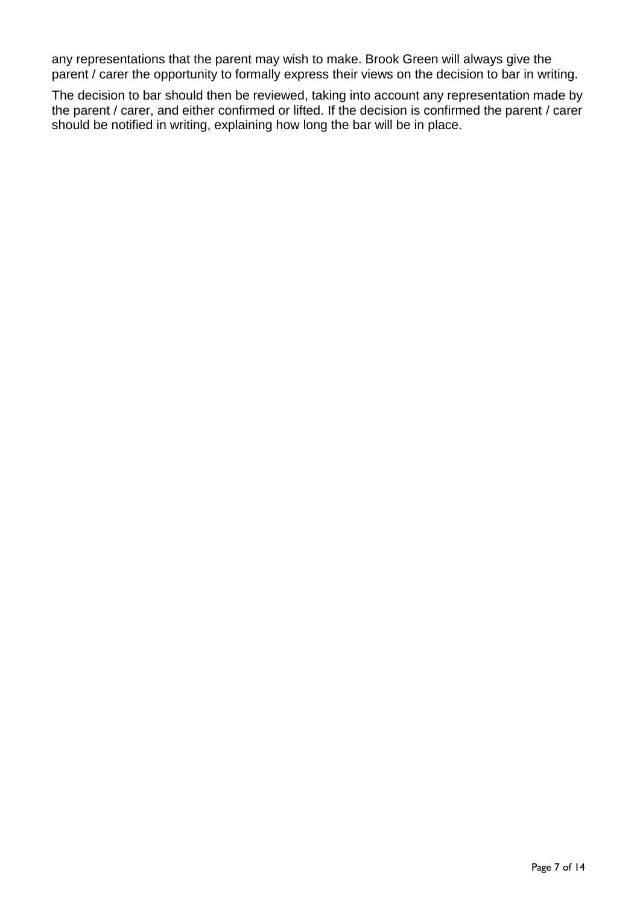any representations that the parent may wish to make. Brook Green will always give the parent / carer the opportunity to formally express their views on the decision to bar in writing.

The decision to bar should then be reviewed, taking into account any representation made by the parent / carer, and either confirmed or lifted. If the decision is confirmed the parent / carer should be notified in writing, explaining how long the bar will be in place.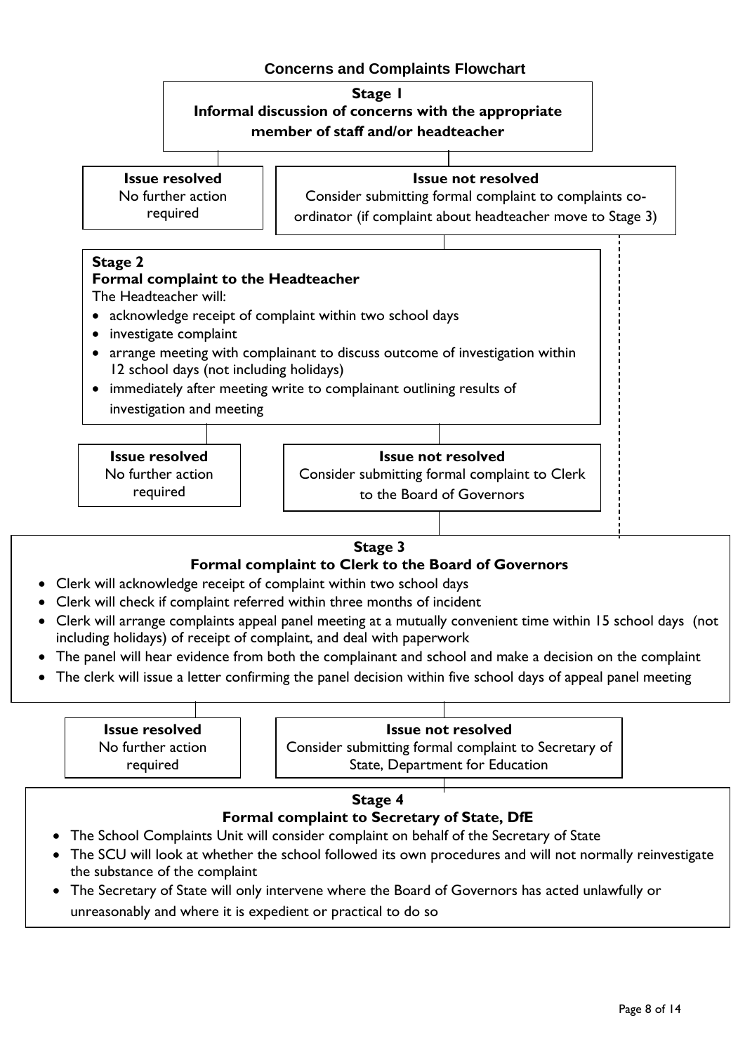## Concerns and Complaints Flowchart

**Stage 1**
**Informal discussion of concerns with the appropriate member of staff and/or headteacher**

**Issue resolved**
No further action required

**Issue not resolved**
Consider submitting formal complaint to complaints co-ordinator (if complaint about headteacher move to Stage 3)

**Stage 2**
**Formal complaint to the Headteacher**
The Headteacher will:

- acknowledge receipt of complaint within two school days
- investigate complaint
- arrange meeting with complainant to discuss outcome of investigation within 12 school days (not including holidays)
- immediately after meeting write to complainant outlining results of investigation and meeting

**Issue resolved**
No further action required

**Issue not resolved**
Consider submitting formal complaint to Clerk to the Board of Governors

**Stage 3**
**Formal complaint to Clerk to the Board of Governors**

- Clerk will acknowledge receipt of complaint within two school days
- Clerk will check if complaint referred within three months of incident
- Clerk will arrange complaints appeal panel meeting at a mutually convenient time within 15 school days (not including holidays) of receipt of complaint, and deal with paperwork
- The panel will hear evidence from both the complainant and school and make a decision on the complaint
- The clerk will issue a letter confirming the panel decision within five school days of appeal panel meeting

**Issue resolved**
No further action required

**Issue not resolved**
Consider submitting formal complaint to Secretary of State, Department for Education

**Stage 4**
**Formal complaint to Secretary of State, DfE**

- The School Complaints Unit will consider complaint on behalf of the Secretary of State
- The SCU will look at whether the school followed its own procedures and will not normally reinvestigate the substance of the complaint
- The Secretary of State will only intervene where the Board of Governors has acted unlawfully or unreasonably and where it is expedient or practical to do so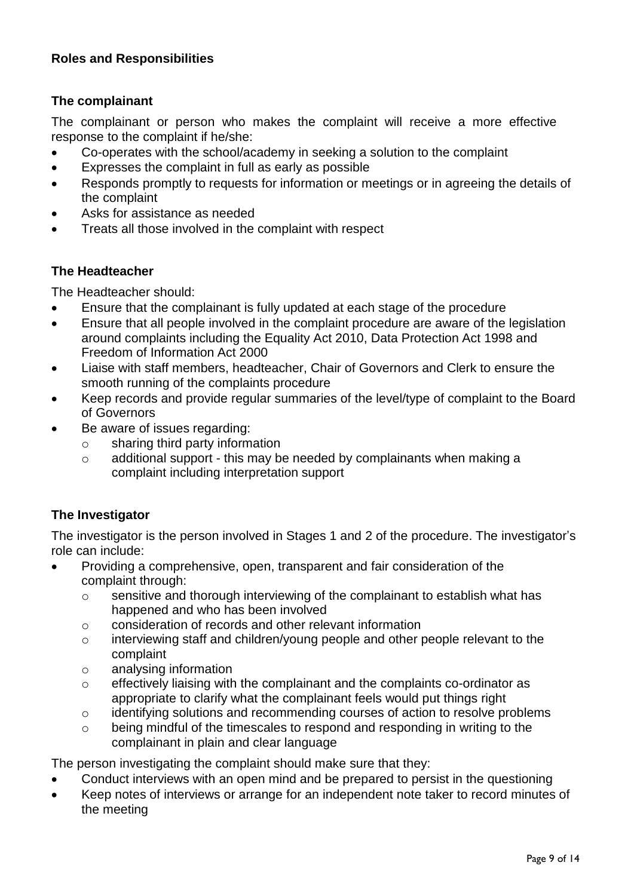## Roles and Responsibilities

### The complainant

The complainant or person who makes the complaint will receive a more effective response to the complaint if he/she:

- Co-operates with the school/academy in seeking a solution to the complaint
- Expresses the complaint in full as early as possible
- Responds promptly to requests for information or meetings or in agreeing the details of the complaint
- Asks for assistance as needed
- Treats all those involved in the complaint with respect

### The Headteacher

The Headteacher should:

- Ensure that the complainant is fully updated at each stage of the procedure
- Ensure that all people involved in the complaint procedure are aware of the legislation around complaints including the Equality Act 2010, Data Protection Act 1998 and Freedom of Information Act 2000
- Liaise with staff members, headteacher, Chair of Governors and Clerk to ensure the smooth running of the complaints procedure
- Keep records and provide regular summaries of the level/type of complaint to the Board of Governors
- Be aware of issues regarding:
  - sharing third party information
  - additional support - this may be needed by complainants when making a complaint including interpretation support

### The Investigator

The investigator is the person involved in Stages 1 and 2 of the procedure. The investigator's role can include:

- Providing a comprehensive, open, transparent and fair consideration of the complaint through:
  - sensitive and thorough interviewing of the complainant to establish what has happened and who has been involved
  - consideration of records and other relevant information
  - interviewing staff and children/young people and other people relevant to the complaint
  - analysing information
  - effectively liaising with the complainant and the complaints co-ordinator as appropriate to clarify what the complainant feels would put things right
  - identifying solutions and recommending courses of action to resolve problems
  - being mindful of the timescales to respond and responding in writing to the complainant in plain and clear language

The person investigating the complaint should make sure that they:

- Conduct interviews with an open mind and be prepared to persist in the questioning
- Keep notes of interviews or arrange for an independent note taker to record minutes of the meeting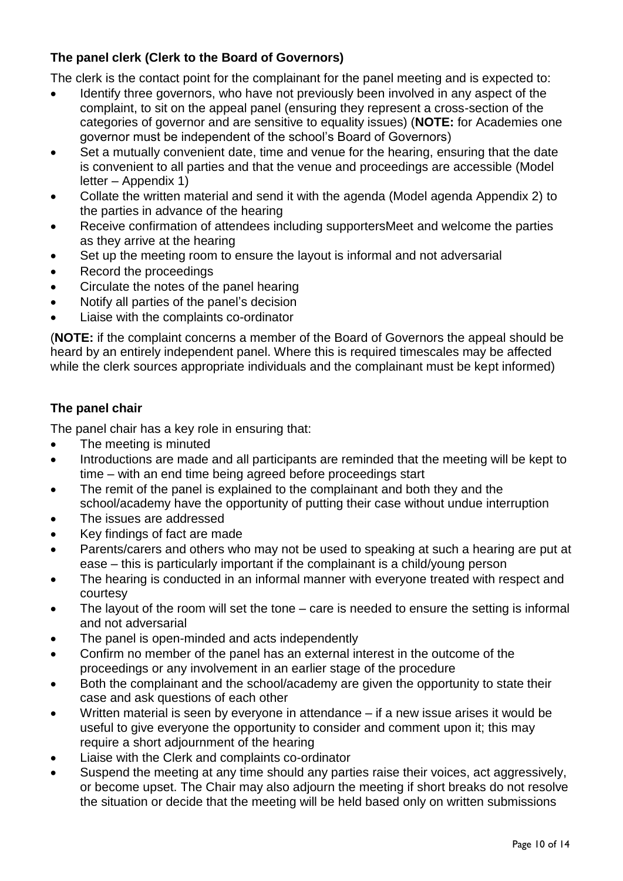### The panel clerk (Clerk to the Board of Governors)

The clerk is the contact point for the complainant for the panel meeting and is expected to:

- Identify three governors, who have not previously been involved in any aspect of the complaint, to sit on the appeal panel (ensuring they represent a cross-section of the categories of governor and are sensitive to equality issues) (**NOTE:** for Academies one governor must be independent of the school's Board of Governors)
- Set a mutually convenient date, time and venue for the hearing, ensuring that the date is convenient to all parties and that the venue and proceedings are accessible (Model letter – Appendix 1)
- Collate the written material and send it with the agenda (Model agenda Appendix 2) to the parties in advance of the hearing
- Receive confirmation of attendees including supportersMeet and welcome the parties as they arrive at the hearing
- Set up the meeting room to ensure the layout is informal and not adversarial
- Record the proceedings
- Circulate the notes of the panel hearing
- Notify all parties of the panel's decision
- Liaise with the complaints co-ordinator

(**NOTE:** if the complaint concerns a member of the Board of Governors the appeal should be heard by an entirely independent panel. Where this is required timescales may be affected while the clerk sources appropriate individuals and the complainant must be kept informed)

### The panel chair

The panel chair has a key role in ensuring that:

- The meeting is minuted
- Introductions are made and all participants are reminded that the meeting will be kept to time – with an end time being agreed before proceedings start
- The remit of the panel is explained to the complainant and both they and the school/academy have the opportunity of putting their case without undue interruption
- The issues are addressed
- Key findings of fact are made
- Parents/carers and others who may not be used to speaking at such a hearing are put at ease – this is particularly important if the complainant is a child/young person
- The hearing is conducted in an informal manner with everyone treated with respect and courtesy
- The layout of the room will set the tone – care is needed to ensure the setting is informal and not adversarial
- The panel is open-minded and acts independently
- Confirm no member of the panel has an external interest in the outcome of the proceedings or any involvement in an earlier stage of the procedure
- Both the complainant and the school/academy are given the opportunity to state their case and ask questions of each other
- Written material is seen by everyone in attendance – if a new issue arises it would be useful to give everyone the opportunity to consider and comment upon it; this may require a short adjournment of the hearing
- Liaise with the Clerk and complaints co-ordinator
- Suspend the meeting at any time should any parties raise their voices, act aggressively, or become upset. The Chair may also adjourn the meeting if short breaks do not resolve the situation or decide that the meeting will be held based only on written submissions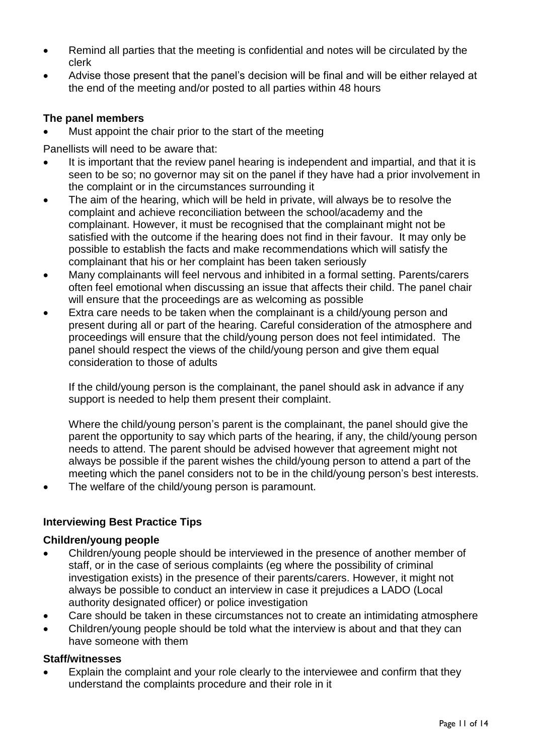- Remind all parties that the meeting is confidential and notes will be circulated by the clerk
- Advise those present that the panel's decision will be final and will be either relayed at the end of the meeting and/or posted to all parties within 48 hours

**The panel members**

- Must appoint the chair prior to the start of the meeting

Panellists will need to be aware that:

- It is important that the review panel hearing is independent and impartial, and that it is seen to be so; no governor may sit on the panel if they have had a prior involvement in the complaint or in the circumstances surrounding it
- The aim of the hearing, which will be held in private, will always be to resolve the complaint and achieve reconciliation between the school/academy and the complainant. However, it must be recognised that the complainant might not be satisfied with the outcome if the hearing does not find in their favour. It may only be possible to establish the facts and make recommendations which will satisfy the complainant that his or her complaint has been taken seriously
- Many complainants will feel nervous and inhibited in a formal setting. Parents/carers often feel emotional when discussing an issue that affects their child. The panel chair will ensure that the proceedings are as welcoming as possible
- Extra care needs to be taken when the complainant is a child/young person and present during all or part of the hearing. Careful consideration of the atmosphere and proceedings will ensure that the child/young person does not feel intimidated. The panel should respect the views of the child/young person and give them equal consideration to those of adults

  If the child/young person is the complainant, the panel should ask in advance if any support is needed to help them present their complaint.

  Where the child/young person's parent is the complainant, the panel should give the parent the opportunity to say which parts of the hearing, if any, the child/young person needs to attend. The parent should be advised however that agreement might not always be possible if the parent wishes the child/young person to attend a part of the meeting which the panel considers not to be in the child/young person's best interests.
- The welfare of the child/young person is paramount.

### Interviewing Best Practice Tips

**Children/young people**

- Children/young people should be interviewed in the presence of another member of staff, or in the case of serious complaints (eg where the possibility of criminal investigation exists) in the presence of their parents/carers. However, it might not always be possible to conduct an interview in case it prejudices a LADO (Local authority designated officer) or police investigation
- Care should be taken in these circumstances not to create an intimidating atmosphere
- Children/young people should be told what the interview is about and that they can have someone with them

**Staff/witnesses**

- Explain the complaint and your role clearly to the interviewee and confirm that they understand the complaints procedure and their role in it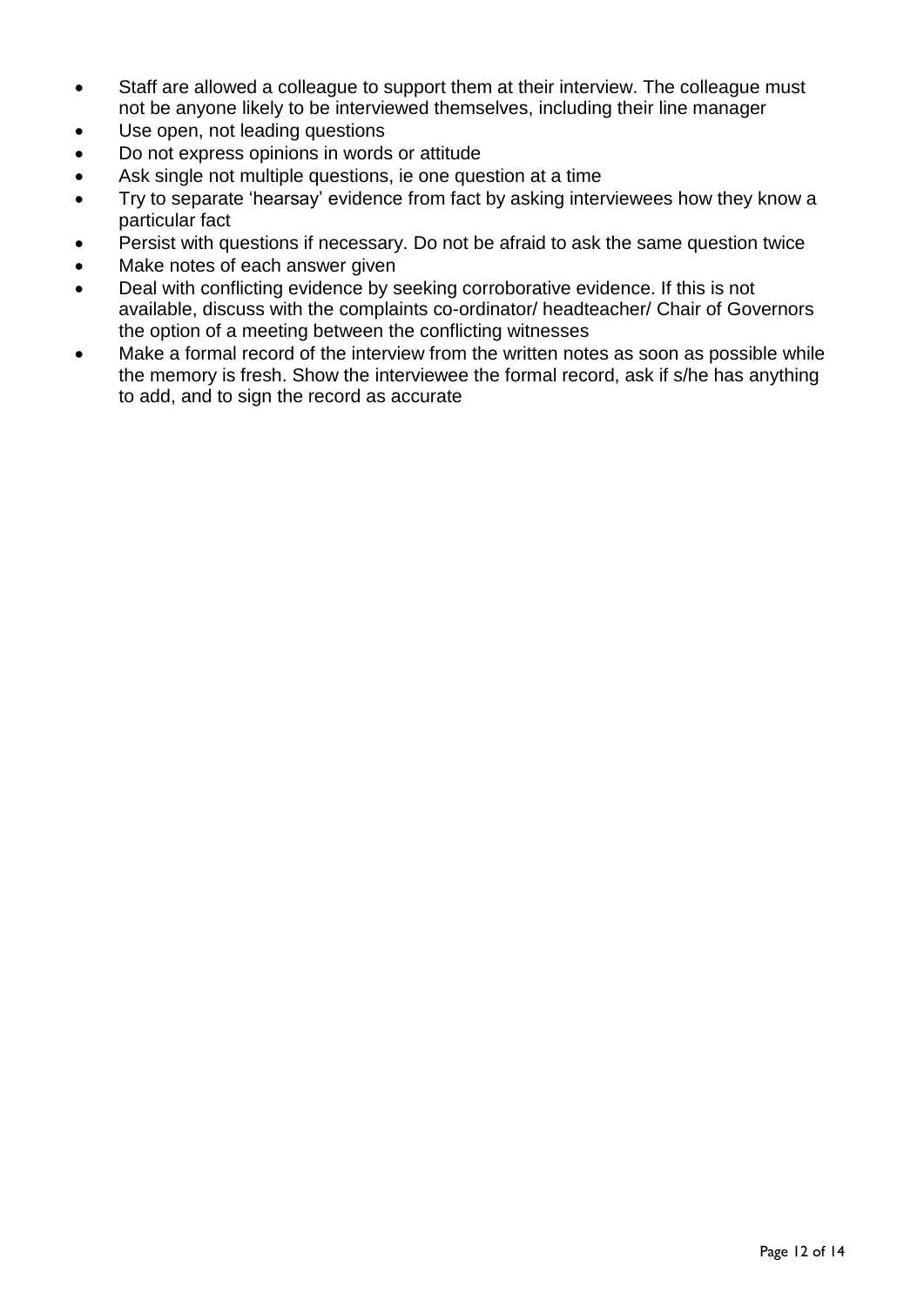- Staff are allowed a colleague to support them at their interview. The colleague must not be anyone likely to be interviewed themselves, including their line manager
- Use open, not leading questions
- Do not express opinions in words or attitude
- Ask single not multiple questions, ie one question at a time
- Try to separate 'hearsay' evidence from fact by asking interviewees how they know a particular fact
- Persist with questions if necessary. Do not be afraid to ask the same question twice
- Make notes of each answer given
- Deal with conflicting evidence by seeking corroborative evidence. If this is not available, discuss with the complaints co-ordinator/ headteacher/ Chair of Governors the option of a meeting between the conflicting witnesses
- Make a formal record of the interview from the written notes as soon as possible while the memory is fresh. Show the interviewee the formal record, ask if s/he has anything to add, and to sign the record as accurate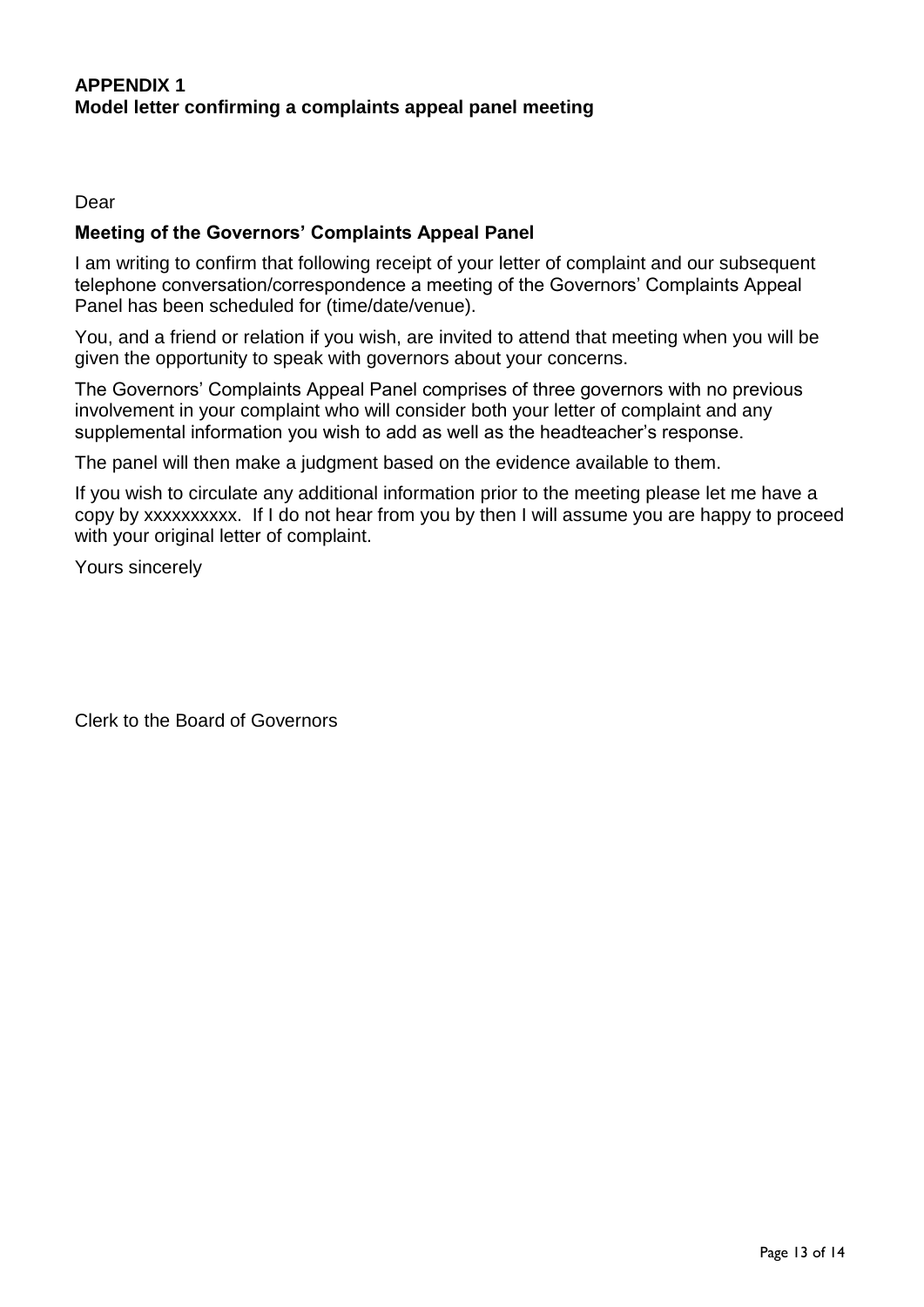## APPENDIX 1
## Model letter confirming a complaints appeal panel meeting

Dear

**Meeting of the Governors' Complaints Appeal Panel**

I am writing to confirm that following receipt of your letter of complaint and our subsequent telephone conversation/correspondence a meeting of the Governors' Complaints Appeal Panel has been scheduled for (time/date/venue).

You, and a friend or relation if you wish, are invited to attend that meeting when you will be given the opportunity to speak with governors about your concerns.

The Governors' Complaints Appeal Panel comprises of three governors with no previous involvement in your complaint who will consider both your letter of complaint and any supplemental information you wish to add as well as the headteacher's response.

The panel will then make a judgment based on the evidence available to them.

If you wish to circulate any additional information prior to the meeting please let me have a copy by xxxxxxxxxx. If I do not hear from you by then I will assume you are happy to proceed with your original letter of complaint.

Yours sincerely

Clerk to the Board of Governors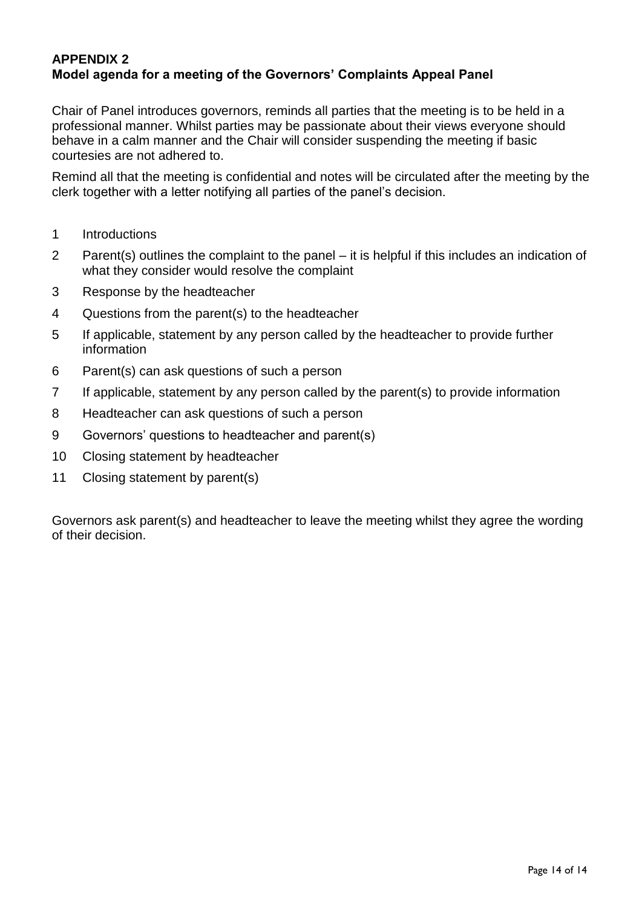**APPENDIX 2**
**Model agenda for a meeting of the Governors' Complaints Appeal Panel**

Chair of Panel introduces governors, reminds all parties that the meeting is to be held in a professional manner. Whilst parties may be passionate about their views everyone should behave in a calm manner and the Chair will consider suspending the meeting if basic courtesies are not adhered to.

Remind all that the meeting is confidential and notes will be circulated after the meeting by the clerk together with a letter notifying all parties of the panel's decision.

1. Introductions
2. Parent(s) outlines the complaint to the panel – it is helpful if this includes an indication of what they consider would resolve the complaint
3. Response by the headteacher
4. Questions from the parent(s) to the headteacher
5. If applicable, statement by any person called by the headteacher to provide further information
6. Parent(s) can ask questions of such a person
7. If applicable, statement by any person called by the parent(s) to provide information
8. Headteacher can ask questions of such a person
9. Governors' questions to headteacher and parent(s)
10. Closing statement by headteacher
11. Closing statement by parent(s)

Governors ask parent(s) and headteacher to leave the meeting whilst they agree the wording of their decision.